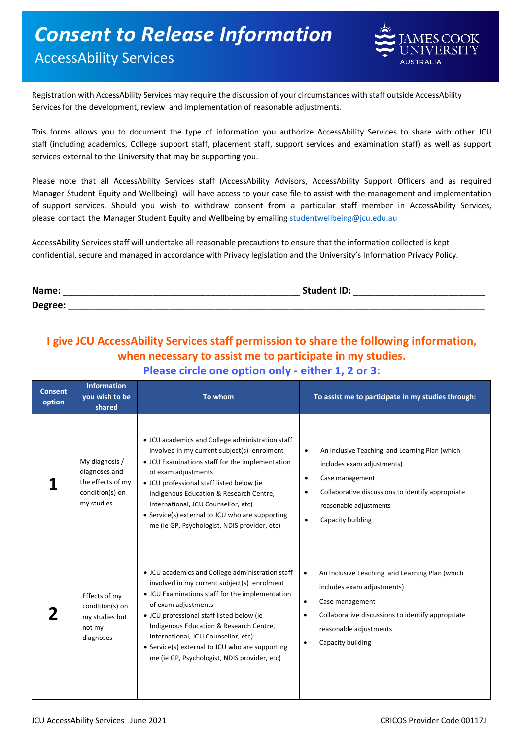# Consent to Release Information

## AccessAbility Services

Registration with AccessAbility Services may require the discussion of your circumstances with staff outside AccessAbility Services for the development, review and implementation of reasonable adjustments.

This forms allows you to document the type of information you authorize AccessAbility Services to share with other JCU staff (including academics, College support staff, placement staff, support services and examination staff) as well as support services external to the University that may be supporting you.

Please note that all AccessAbility Services staff (AccessAbility Advisors, AccessAbility Support Officers and as required Manager Student Equity and Wellbeing) will have access to your case file to assist with the management and implementation of support services. Should you wish to withdraw consent from a particular staff member in AccessAbility Services, please contact the Manager Student Equity and Wellbeing by emailing studentwellbeing@jcu.edu.au

AccessAbility Services staff will undertake all reasonable precautions to ensure that the information collected is kept confidential, secure and managed in accordance with Privacy legislation and the University's Information Privacy Policy.

**Name:** ______________________________________________ **Student ID:** _________________________
**Degree:** ______________________________________________________________________________

### I give JCU AccessAbility Services staff permission to share the following information, when necessary to assist me to participate in my studies.

### Please circle one option only - either 1, 2 or 3:

| Consent option | Information you wish to be shared | To whom | To assist me to participate in my studies through: |
|---|---|---|---|
| **1** | My diagnosis / diagnoses and the effects of my condition(s) on my studies | • JCU academics and College administration staff involved in my current subject(s) enrolment<br>• JCU Examinations staff for the implementation of exam adjustments<br>• JCU professional staff listed below (ie Indigenous Education & Research Centre, International, JCU Counsellor, etc)<br>• Service(s) external to JCU who are supporting me (ie GP, Psychologist, NDIS provider, etc) | • An Inclusive Teaching and Learning Plan (which includes exam adjustments)<br>• Case management<br>• Collaborative discussions to identify appropriate reasonable adjustments<br>• Capacity building |
| **2** | Effects of my condition(s) on my studies but not my diagnoses | • JCU academics and College administration staff involved in my current subject(s) enrolment<br>• JCU Examinations staff for the implementation of exam adjustments<br>• JCU professional staff listed below (ie Indigenous Education & Research Centre, International, JCU Counsellor, etc)<br>• Service(s) external to JCU who are supporting me (ie GP, Psychologist, NDIS provider, etc) | • An Inclusive Teaching and Learning Plan (which includes exam adjustments)<br>• Case management<br>• Collaborative discussions to identify appropriate reasonable adjustments<br>• Capacity building |

JCU AccessAbility Services June 2021 CRICOS Provider Code 00117J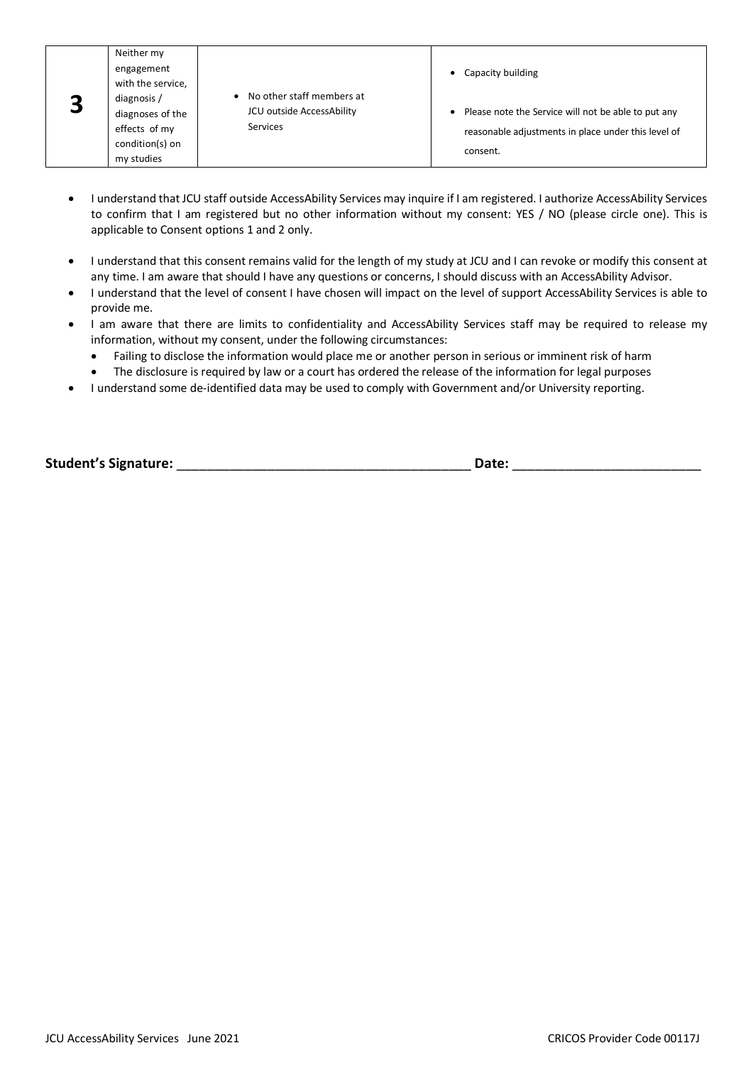| | | | |
|---|---|---|---|
| **3** | Neither my engagement with the service, diagnosis / diagnoses of the effects of my condition(s) on my studies | • No other staff members at JCU outside AccessAbility Services | • Capacity building<br>• Please note the Service will not be able to put any reasonable adjustments in place under this level of consent. |

- I understand that JCU staff outside AccessAbility Services may inquire if I am registered. I authorize AccessAbility Services to confirm that I am registered but no other information without my consent: YES / NO (please circle one). This is applicable to Consent options 1 and 2 only.
- I understand that this consent remains valid for the length of my study at JCU and I can revoke or modify this consent at any time. I am aware that should I have any questions or concerns, I should discuss with an AccessAbility Advisor.
- I understand that the level of consent I have chosen will impact on the level of support AccessAbility Services is able to provide me.
- I am aware that there are limits to confidentiality and AccessAbility Services staff may be required to release my information, without my consent, under the following circumstances:
  - Failing to disclose the information would place me or another person in serious or imminent risk of harm
  - The disclosure is required by law or a court has ordered the release of the information for legal purposes
- I understand some de-identified data may be used to comply with Government and/or University reporting.

**Student's Signature:** ________________________________________ **Date:** __________________________

JCU AccessAbility Services June 2021 CRICOS Provider Code 00117J